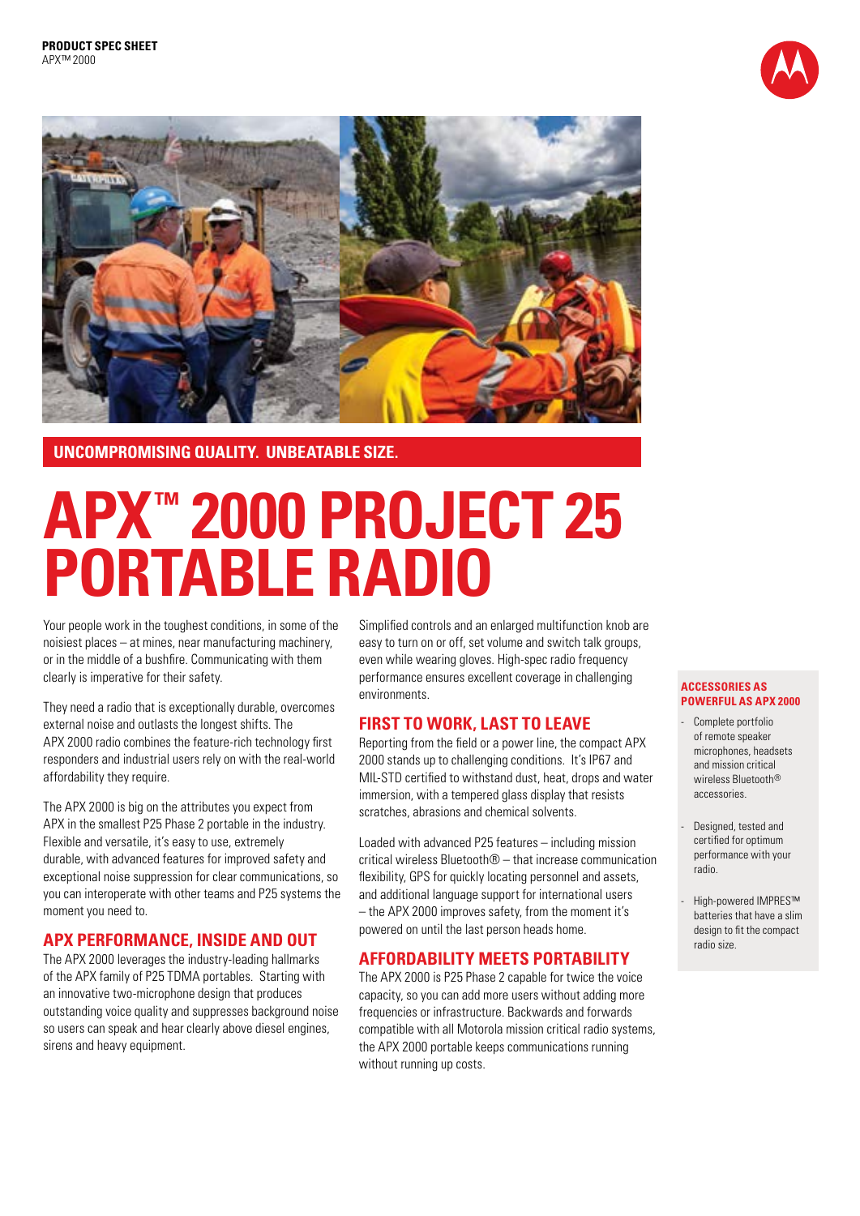**PRODUCT SPEC SHEET**
APX™ 2000

**UNCOMPROMISING QUALITY. UNBEATABLE SIZE.**

# APX™ 2000 PROJECT 25 PORTABLE RADIO

Your people work in the toughest conditions, in some of the noisiest places – at mines, near manufacturing machinery, or in the middle of a bushfire. Communicating with them clearly is imperative for their safety.

They need a radio that is exceptionally durable, overcomes external noise and outlasts the longest shifts. The APX 2000 radio combines the feature-rich technology first responders and industrial users rely on with the real-world affordability they require.

The APX 2000 is big on the attributes you expect from APX in the smallest P25 Phase 2 portable in the industry. Flexible and versatile, it's easy to use, extremely durable, with advanced features for improved safety and exceptional noise suppression for clear communications, so you can interoperate with other teams and P25 systems the moment you need to.

## APX PERFORMANCE, INSIDE AND OUT

The APX 2000 leverages the industry-leading hallmarks of the APX family of P25 TDMA portables. Starting with an innovative two-microphone design that produces outstanding voice quality and suppresses background noise so users can speak and hear clearly above diesel engines, sirens and heavy equipment.

Simplified controls and an enlarged multifunction knob are easy to turn on or off, set volume and switch talk groups, even while wearing gloves. High-spec radio frequency performance ensures excellent coverage in challenging environments.

## FIRST TO WORK, LAST TO LEAVE

Reporting from the field or a power line, the compact APX 2000 stands up to challenging conditions. It's IP67 and MIL-STD certified to withstand dust, heat, drops and water immersion, with a tempered glass display that resists scratches, abrasions and chemical solvents.

Loaded with advanced P25 features – including mission critical wireless Bluetooth® – that increase communication flexibility, GPS for quickly locating personnel and assets, and additional language support for international users – the APX 2000 improves safety, from the moment it's powered on until the last person heads home.

## AFFORDABILITY MEETS PORTABILITY

The APX 2000 is P25 Phase 2 capable for twice the voice capacity, so you can add more users without adding more frequencies or infrastructure. Backwards and forwards compatible with all Motorola mission critical radio systems, the APX 2000 portable keeps communications running without running up costs.

### ACCESSORIES AS POWERFUL AS APX 2000

- Complete portfolio of remote speaker microphones, headsets and mission critical wireless Bluetooth® accessories.
- Designed, tested and certified for optimum performance with your radio.
- High-powered IMPRES™ batteries that have a slim design to fit the compact radio size.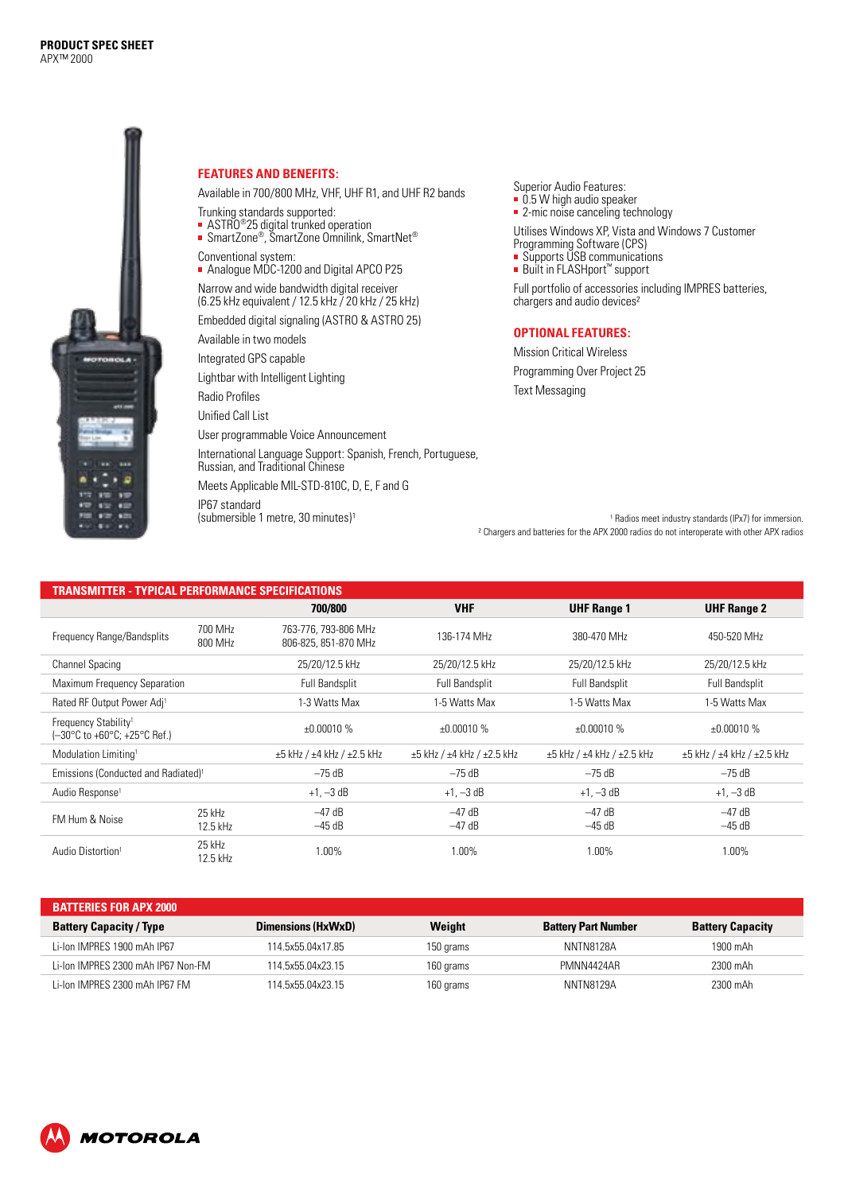**PRODUCT SPEC SHEET**
APX™ 2000

## FEATURES AND BENEFITS:

Available in 700/800 MHz, VHF, UHF R1, and UHF R2 bands

Trunking standards supported:
- ASTRO®25 digital trunked operation
- SmartZone®, SmartZone Omnilink, SmartNet®

Conventional system:
- Analogue MDC-1200 and Digital APCO P25

Narrow and wide bandwidth digital receiver
(6.25 kHz equivalent / 12.5 kHz / 20 kHz / 25 kHz)

Embedded digital signaling (ASTRO & ASTRO 25)

Available in two models

Integrated GPS capable

Lightbar with Intelligent Lighting

Radio Profiles

Unified Call List

User programmable Voice Announcement

International Language Support: Spanish, French, Portuguese, Russian, and Traditional Chinese

Meets Applicable MIL-STD-810C, D, E, F and G

IP67 standard
(submersible 1 metre, 30 minutes)[1]

Superior Audio Features:
- 0.5 W high audio speaker
- 2-mic noise canceling technology

Utilises Windows XP, Vista and Windows 7 Customer Programming Software (CPS)
- Supports USB communications
- Built in FLASHport™ support

Full portfolio of accessories including IMPRES batteries, chargers and audio devices[2]

## OPTIONAL FEATURES:

Mission Critical Wireless

Programming Over Project 25

Text Messaging

[1] Radios meet industry standards (IPx7) for immersion.
[2] Chargers and batteries for the APX 2000 radios do not interoperate with other APX radios

## TRANSMITTER - TYPICAL PERFORMANCE SPECIFICATIONS

| | | 700/800 | VHF | UHF Range 1 | UHF Range 2 |
|---|---|---|---|---|---|
| Frequency Range/Bandsplits | 700 MHz<br>800 MHz | 763-776, 793-806 MHz<br>806-825, 851-870 MHz | 136-174 MHz | 380-470 MHz | 450-520 MHz |
| Channel Spacing | | 25/20/12.5 kHz | 25/20/12.5 kHz | 25/20/12.5 kHz | 25/20/12.5 kHz |
| Maximum Frequency Separation | | Full Bandsplit | Full Bandsplit | Full Bandsplit | Full Bandsplit |
| Rated RF Output Power Adj[1] | | 1-3 Watts Max | 1-5 Watts Max | 1-5 Watts Max | 1-5 Watts Max |
| Frequency Stability[1]<br>(–30°C to +60°C; +25°C Ref.) | | ±0.00010 % | ±0.00010 % | ±0.00010 % | ±0.00010 % |
| Modulation Limiting[1] | | ±5 kHz / ±4 kHz / ±2.5 kHz | ±5 kHz / ±4 kHz / ±2.5 kHz | ±5 kHz / ±4 kHz / ±2.5 kHz | ±5 kHz / ±4 kHz / ±2.5 kHz |
| Emissions (Conducted and Radiated)[1] | | –75 dB | –75 dB | –75 dB | –75 dB |
| Audio Response[1] | | +1, –3 dB | +1, –3 dB | +1, –3 dB | +1, –3 dB |
| FM Hum & Noise | 25 kHz<br>12.5 kHz | –47 dB<br>–45 dB | –47 dB<br>–47 dB | –47 dB<br>–45 dB | –47 dB<br>–45 dB |
| Audio Distortion[1] | 25 kHz<br>12.5 kHz | 1.00% | 1.00% | 1.00% | 1.00% |

## BATTERIES FOR APX 2000

| Battery Capacity / Type | Dimensions (HxWxD) | Weight | Battery Part Number | Battery Capacity |
|---|---|---|---|---|
| Li-Ion IMPRES 1900 mAh IP67 | 114.5x55.04x17.85 | 150 grams | NNTN8128A | 1900 mAh |
| Li-Ion IMPRES 2300 mAh IP67 Non-FM | 114.5x55.04x23.15 | 160 grams | PMNN4424AR | 2300 mAh |
| Li-Ion IMPRES 2300 mAh IP67 FM | 114.5x55.04x23.15 | 160 grams | NNTN8129A | 2300 mAh |

MOTOROLA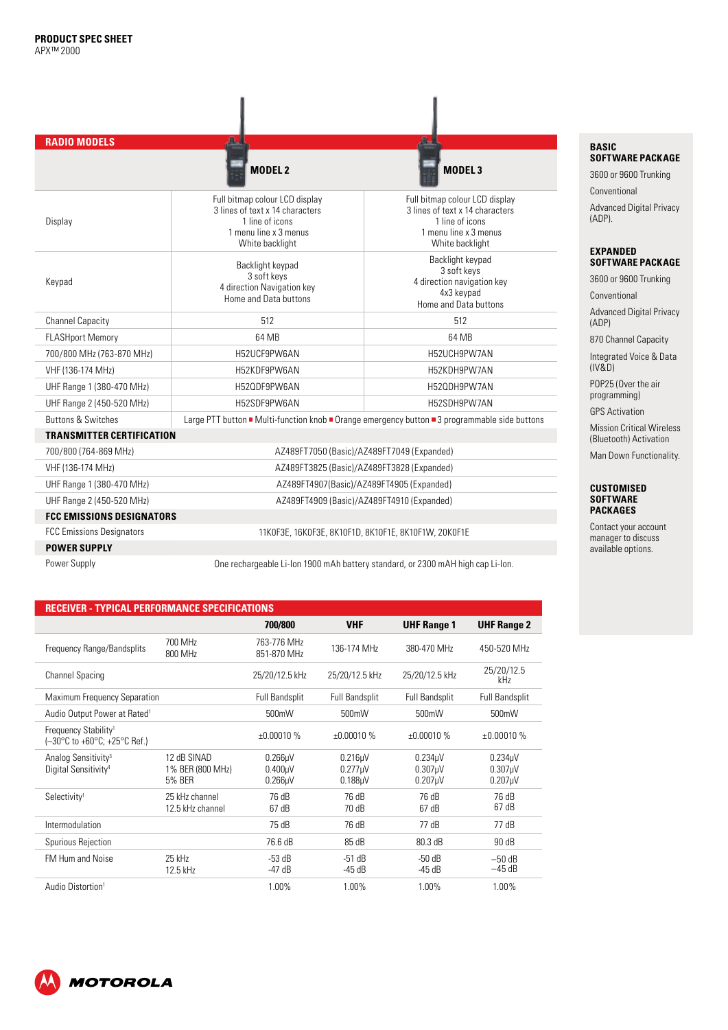# PRODUCT SPEC SHEET

APX™ 2000

## RADIO MODELS

| | MODEL 2 | MODEL 3 |
|---|---|---|
| Display | Full bitmap colour LCD display<br>3 lines of text x 14 characters<br>1 line of icons<br>1 menu line x 3 menus<br>White backlight | Full bitmap colour LCD display<br>3 lines of text x 14 characters<br>1 line of icons<br>1 menu line x 3 menus<br>White backlight |
| Keypad | Backlight keypad<br>3 soft keys<br>4 direction Navigation key<br>Home and Data buttons | Backlight keypad<br>3 soft keys<br>4 direction navigation key<br>4x3 keypad<br>Home and Data buttons |
| Channel Capacity | 512 | 512 |
| FLASHport Memory | 64 MB | 64 MB |
| 700/800 MHz (763-870 MHz) | H52UCF9PW6AN | H52UCH9PW7AN |
| VHF (136-174 MHz) | H52KDF9PW6AN | H52KDH9PW7AN |
| UHF Range 1 (380-470 MHz) | H52QDF9PW6AN | H52QDH9PW7AN |
| UHF Range 2 (450-520 MHz) | H52SDF9PW6AN | H52SDH9PW7AN |
| Buttons & Switches | Large PTT button ■ Multi-function knob ■ Orange emergency button ■ 3 programmable side buttons | |
| **TRANSMITTER CERTIFICATION** | | |
| 700/800 (764-869 MHz) | AZ489FT7050 (Basic)/AZ489FT7049 (Expanded) | |
| VHF (136-174 MHz) | AZ489FT3825 (Basic)/AZ489FT3828 (Expanded) | |
| UHF Range 1 (380-470 MHz) | AZ489FT4907(Basic)/AZ489FT4905 (Expanded) | |
| UHF Range 2 (450-520 MHz) | AZ489FT4909 (Basic)/AZ489FT4910 (Expanded) | |
| **FCC EMISSIONS DESIGNATORS** | | |
| FCC Emissions Designators | 11K0F3E, 16K0F3E, 8K10F1D, 8K10F1E, 8K10F1W, 20K0F1E | |
| **POWER SUPPLY** | | |
| Power Supply | One rechargeable Li-Ion 1900 mAh battery standard, or 2300 mAH high cap Li-Ion. | |

## RECEIVER - TYPICAL PERFORMANCE SPECIFICATIONS

| | | 700/800 | VHF | UHF Range 1 | UHF Range 2 |
|---|---|---|---|---|---|
| Frequency Range/Bandsplits | 700 MHz<br>800 MHz | 763-776 MHz<br>851-870 MHz | 136-174 MHz | 380-470 MHz | 450-520 MHz |
| Channel Spacing | | 25/20/12.5 kHz | 25/20/12.5 kHz | 25/20/12.5 kHz | 25/20/12.5 kHz |
| Maximum Frequency Separation | | Full Bandsplit | Full Bandsplit | Full Bandsplit | Full Bandsplit |
| Audio Output Power at Rated[1] | | 500mW | 500mW | 500mW | 500mW |
| Frequency Stability[1] (−30°C to +60°C; +25°C Ref.) | | ±0.00010 % | ±0.00010 % | ±0.00010 % | ±0.00010 % |
| Analog Sensitivity[3]<br>Digital Sensitivity[4] | 12 dB SINAD<br>1% BER (800 MHz)<br>5% BER | 0.266µV<br>0.400µV<br>0.266µV | 0.216µV<br>0.277µV<br>0.188µV | 0.234µV<br>0.307µV<br>0.207µV | 0.234µV<br>0.307µV<br>0.207µV |
| Selectivity[1] | 25 kHz channel<br>12.5 kHz channel | 76 dB<br>67 dB | 76 dB<br>70 dB | 76 dB<br>67 dB | 76 dB<br>67 dB |
| Intermodulation | | 75 dB | 76 dB | 77 dB | 77 dB |
| Spurious Rejection | | 76.6 dB | 85 dB | 80.3 dB | 90 dB |
| FM Hum and Noise | 25 kHz<br>12.5 kHz | -53 dB<br>-47 dB | -51 dB<br>-45 dB | -50 dB<br>-45 dB | −50 dB<br>−45 dB |
| Audio Distortion[1] | | 1.00% | 1.00% | 1.00% | 1.00% |

### BASIC SOFTWARE PACKAGE

3600 or 9600 Trunking

Conventional

Advanced Digital Privacy (ADP).

### EXPANDED SOFTWARE PACKAGE

3600 or 9600 Trunking

Conventional

Advanced Digital Privacy (ADP)

870 Channel Capacity

Integrated Voice & Data (IV&D)

POP25 (Over the air programming)

GPS Activation

Mission Critical Wireless (Bluetooth) Activation

Man Down Functionality.

### CUSTOMISED SOFTWARE PACKAGES

Contact your account manager to discuss available options.

MOTOROLA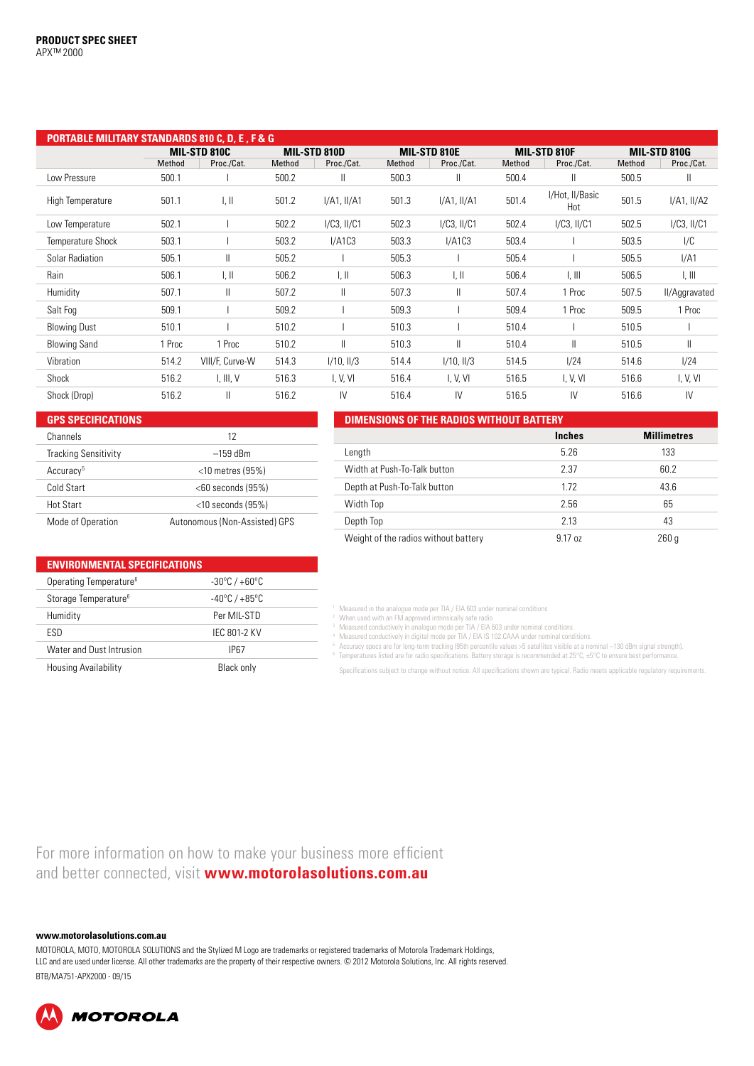**PRODUCT SPEC SHEET**
APX™ 2000

## PORTABLE MILITARY STANDARDS 810 C, D, E , F & G

| | MIL-STD 810C | | MIL-STD 810D | | MIL-STD 810E | | MIL-STD 810F | | MIL-STD 810G | |
|---|---|---|---|---|---|---|---|---|---|---|
| | Method | Proc./Cat. | Method | Proc./Cat. | Method | Proc./Cat. | Method | Proc./Cat. | Method | Proc./Cat. |
| Low Pressure | 500.1 | I | 500.2 | II | 500.3 | II | 500.4 | II | 500.5 | II |
| High Temperature | 501.1 | I, II | 501.2 | I/A1, II/A1 | 501.3 | I/A1, II/A1 | 501.4 | I/Hot, II/Basic Hot | 501.5 | I/A1, II/A2 |
| Low Temperature | 502.1 | I | 502.2 | I/C3, II/C1 | 502.3 | I/C3, II/C1 | 502.4 | I/C3, II/C1 | 502.5 | I/C3, II/C1 |
| Temperature Shock | 503.1 | I | 503.2 | I/A1C3 | 503.3 | I/A1C3 | 503.4 | I | 503.5 | I/C |
| Solar Radiation | 505.1 | II | 505.2 | I | 505.3 | I | 505.4 | I | 505.5 | I/A1 |
| Rain | 506.1 | I, II | 506.2 | I, II | 506.3 | I, II | 506.4 | I, III | 506.5 | I, III |
| Humidity | 507.1 | II | 507.2 | II | 507.3 | II | 507.4 | 1 Proc | 507.5 | II/Aggravated |
| Salt Fog | 509.1 | I | 509.2 | I | 509.3 | I | 509.4 | 1 Proc | 509.5 | 1 Proc |
| Blowing Dust | 510.1 | I | 510.2 | I | 510.3 | I | 510.4 | I | 510.5 | I |
| Blowing Sand | 1 Proc | 1 Proc | 510.2 | II | 510.3 | II | 510.4 | II | 510.5 | II |
| Vibration | 514.2 | VIII/F, Curve-W | 514.3 | I/10, II/3 | 514.4 | I/10, II/3 | 514.5 | I/24 | 514.6 | I/24 |
| Shock | 516.2 | I, III, V | 516.3 | I, V, VI | 516.4 | I, V, VI | 516.5 | I, V, VI | 516.6 | I, V, VI |
| Shock (Drop) | 516.2 | II | 516.2 | IV | 516.4 | IV | 516.5 | IV | 516.6 | IV |

## GPS SPECIFICATIONS

| | |
|---|---|
| Channels | 12 |
| Tracking Sensitivity | –159 dBm |
| Accuracy[5] | <10 metres (95%) |
| Cold Start | <60 seconds (95%) |
| Hot Start | <10 seconds (95%) |
| Mode of Operation | Autonomous (Non-Assisted) GPS |

## DIMENSIONS OF THE RADIOS WITHOUT BATTERY

| | Inches | Millimetres |
|---|---|---|
| Length | 5.26 | 133 |
| Width at Push-To-Talk button | 2.37 | 60.2 |
| Depth at Push-To-Talk button | 1.72 | 43.6 |
| Width Top | 2.56 | 65 |
| Depth Top | 2.13 | 43 |
| Weight of the radios without battery | 9.17 oz | 260 g |

## ENVIRONMENTAL SPECIFICATIONS

| | |
|---|---|
| Operating Temperature[6] | -30°C / +60°C |
| Storage Temperature[6] | -40°C / +85°C |
| Humidity | Per MIL-STD |
| ESD | IEC 801-2 KV |
| Water and Dust Intrusion | IP67 |
| Housing Availability | Black only |

[1] Measured in the analogue mode per TIA / EIA 603 under nominal conditions
[2] When used with an FM approved intrinsically safe radio
[3] Measured conductively in analogue mode per TIA / EIA 603 under nominal conditions.
[4] Measured conductively in digital mode per TIA / EIA IS 102.CAAA under nominal conditions.
[5] Accuracy specs are for long-term tracking (95th percentile values >5 satellites visible at a nominal –130 dBm signal strength).
[6] Temperatures listed are for radio specifications. Battery storage is recommended at 25°C, ±5°C to ensure best performance.

Specifications subject to change without notice. All specifications shown are typical. Radio meets applicable regulatory requirements.

For more information on how to make your business more efficient and better connected, visit **www.motorolasolutions.com.au**

**www.motorolasolutions.com.au**

MOTOROLA, MOTO, MOTOROLA SOLUTIONS and the Stylized M Logo are trademarks or registered trademarks of Motorola Trademark Holdings, LLC and are used under license. All other trademarks are the property of their respective owners. © 2012 Motorola Solutions, Inc. All rights reserved.

BTB/MA751-APX2000 - 09/15

MOTOROLA